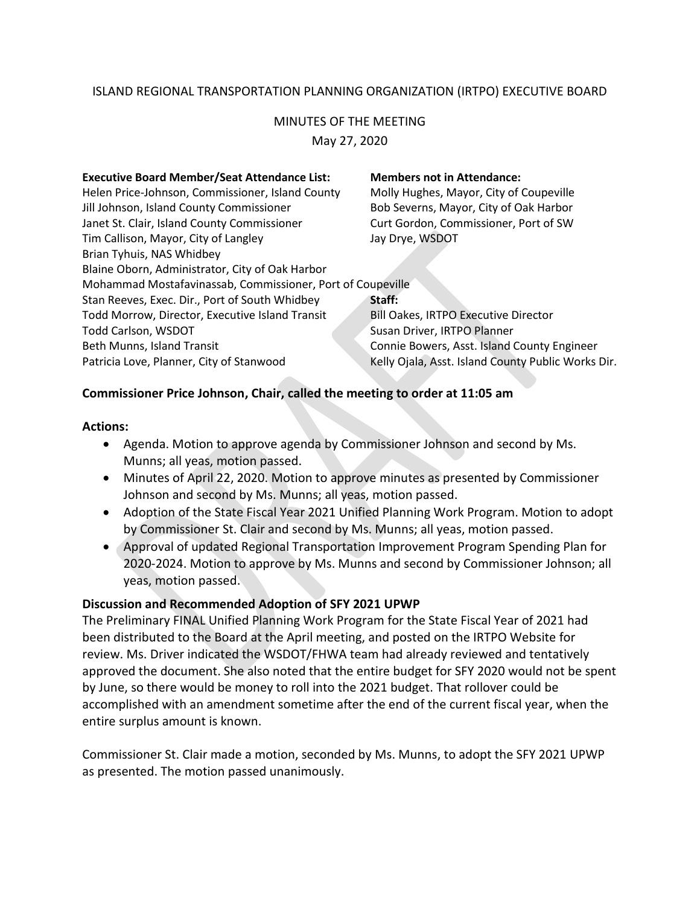ISLAND REGIONAL TRANSPORTATION PLANNING ORGANIZATION (IRTPO) EXECUTIVE BOARD

MINUTES OF THE MEETING

May 27, 2020

**Executive Board Member/Seat Attendance List:**

Helen Price-Johnson, Commissioner, Island County
Jill Johnson, Island County Commissioner
Janet St. Clair, Island County Commissioner
Tim Callison, Mayor, City of Langley
Brian Tyhuis, NAS Whidbey
Blaine Oborn, Administrator, City of Oak Harbor
Mohammad Mostafavinassab, Commissioner, Port of Coupeville
Stan Reeves, Exec. Dir., Port of South Whidbey
Todd Morrow, Director, Executive Island Transit
Todd Carlson, WSDOT
Beth Munns, Island Transit
Patricia Love, Planner, City of Stanwood

**Members not in Attendance:**

Molly Hughes, Mayor, City of Coupeville
Bob Severns, Mayor, City of Oak Harbor
Curt Gordon, Commissioner, Port of SW
Jay Drye, WSDOT

**Staff:**

Bill Oakes, IRTPO Executive Director
Susan Driver, IRTPO Planner
Connie Bowers, Asst. Island County Engineer
Kelly Ojala, Asst. Island County Public Works Dir.

**Commissioner Price Johnson, Chair, called the meeting to order at 11:05 am**

**Actions:**

- Agenda. Motion to approve agenda by Commissioner Johnson and second by Ms. Munns; all yeas, motion passed.
- Minutes of April 22, 2020. Motion to approve minutes as presented by Commissioner Johnson and second by Ms. Munns; all yeas, motion passed.
- Adoption of the State Fiscal Year 2021 Unified Planning Work Program. Motion to adopt by Commissioner St. Clair and second by Ms. Munns; all yeas, motion passed.
- Approval of updated Regional Transportation Improvement Program Spending Plan for 2020-2024. Motion to approve by Ms. Munns and second by Commissioner Johnson; all yeas, motion passed.

**Discussion and Recommended Adoption of SFY 2021 UPWP**

The Preliminary FINAL Unified Planning Work Program for the State Fiscal Year of 2021 had been distributed to the Board at the April meeting, and posted on the IRTPO Website for review. Ms. Driver indicated the WSDOT/FHWA team had already reviewed and tentatively approved the document. She also noted that the entire budget for SFY 2020 would not be spent by June, so there would be money to roll into the 2021 budget. That rollover could be accomplished with an amendment sometime after the end of the current fiscal year, when the entire surplus amount is known.

Commissioner St. Clair made a motion, seconded by Ms. Munns, to adopt the SFY 2021 UPWP as presented. The motion passed unanimously.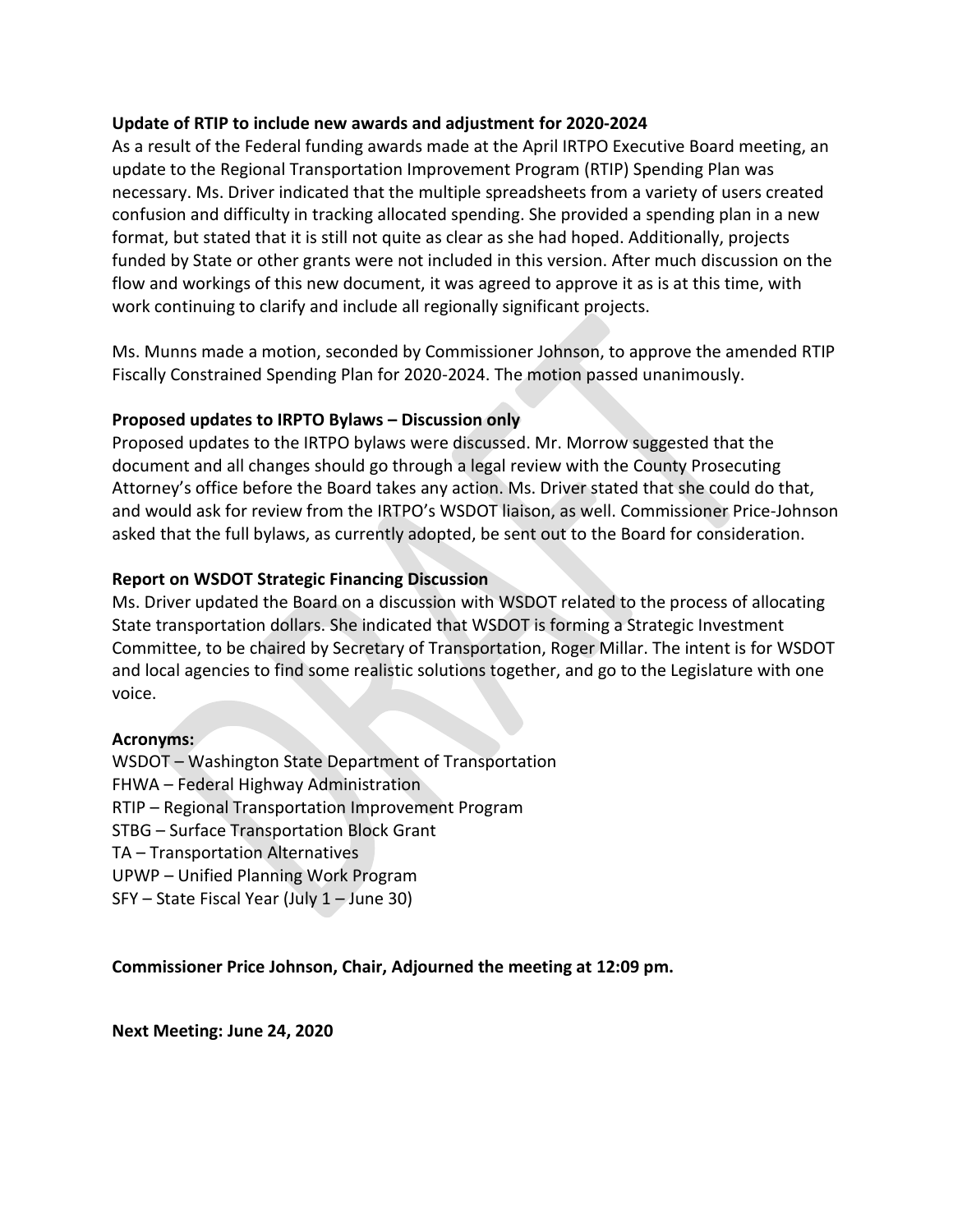**Update of RTIP to include new awards and adjustment for 2020-2024**

As a result of the Federal funding awards made at the April IRTPO Executive Board meeting, an update to the Regional Transportation Improvement Program (RTIP) Spending Plan was necessary. Ms. Driver indicated that the multiple spreadsheets from a variety of users created confusion and difficulty in tracking allocated spending. She provided a spending plan in a new format, but stated that it is still not quite as clear as she had hoped. Additionally, projects funded by State or other grants were not included in this version. After much discussion on the flow and workings of this new document, it was agreed to approve it as is at this time, with work continuing to clarify and include all regionally significant projects.

Ms. Munns made a motion, seconded by Commissioner Johnson, to approve the amended RTIP Fiscally Constrained Spending Plan for 2020-2024. The motion passed unanimously.

**Proposed updates to IRPTO Bylaws – Discussion only**

Proposed updates to the IRTPO bylaws were discussed. Mr. Morrow suggested that the document and all changes should go through a legal review with the County Prosecuting Attorney's office before the Board takes any action. Ms. Driver stated that she could do that, and would ask for review from the IRTPO's WSDOT liaison, as well. Commissioner Price-Johnson asked that the full bylaws, as currently adopted, be sent out to the Board for consideration.

**Report on WSDOT Strategic Financing Discussion**

Ms. Driver updated the Board on a discussion with WSDOT related to the process of allocating State transportation dollars. She indicated that WSDOT is forming a Strategic Investment Committee, to be chaired by Secretary of Transportation, Roger Millar. The intent is for WSDOT and local agencies to find some realistic solutions together, and go to the Legislature with one voice.

**Acronyms:**

WSDOT – Washington State Department of Transportation
FHWA – Federal Highway Administration
RTIP – Regional Transportation Improvement Program
STBG – Surface Transportation Block Grant
TA – Transportation Alternatives
UPWP – Unified Planning Work Program
SFY – State Fiscal Year (July 1 – June 30)

**Commissioner Price Johnson, Chair, Adjourned the meeting at 12:09 pm.**

**Next Meeting: June 24, 2020**